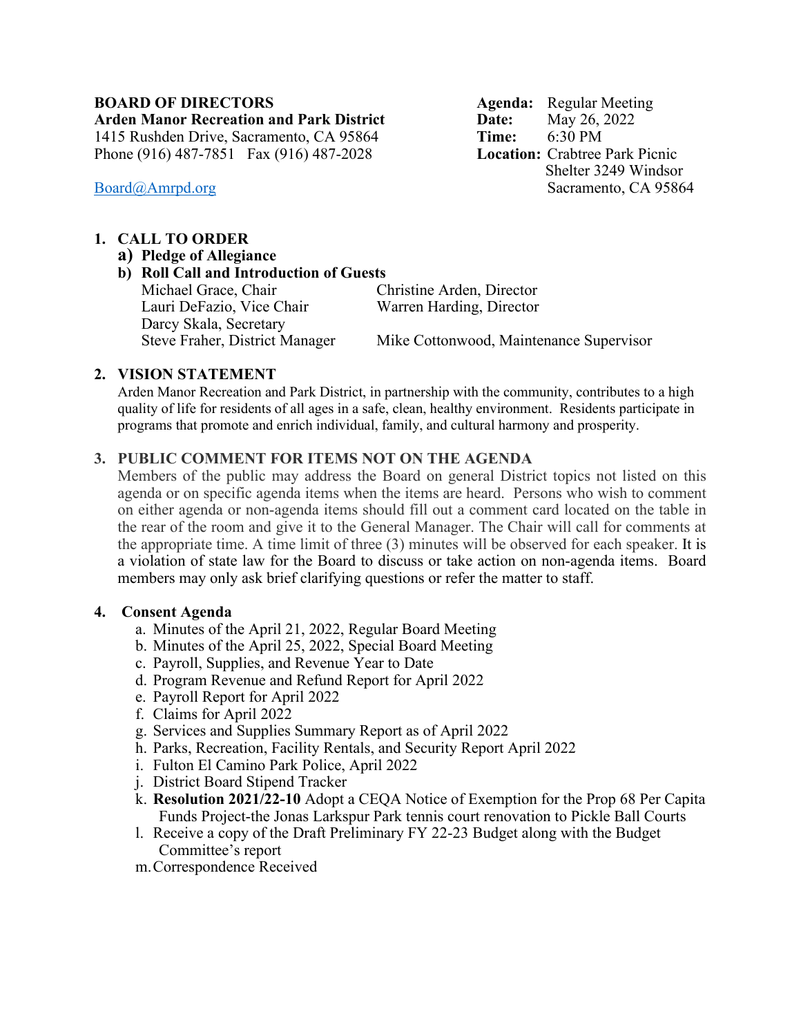**BOARD OF DIRECTORS**
**Arden Manor Recreation and Park District**
1415 Rushden Drive, Sacramento, CA 95864
Phone (916) 487-7851 Fax (916) 487-2028

Board@Amrpd.org

**Agenda:** Regular Meeting
**Date:** May 26, 2022
**Time:** 6:30 PM
**Location:** Crabtree Park Picnic Shelter 3249 Windsor Sacramento, CA 95864

## 1. CALL TO ORDER

**a) Pledge of Allegiance**

**b) Roll Call and Introduction of Guests**

| | |
|---|---|
| Michael Grace, Chair | Christine Arden, Director |
| Lauri DeFazio, Vice Chair | Warren Harding, Director |
| Darcy Skala, Secretary | |
| Steve Fraher, District Manager | Mike Cottonwood, Maintenance Supervisor |

## 2. VISION STATEMENT

Arden Manor Recreation and Park District, in partnership with the community, contributes to a high quality of life for residents of all ages in a safe, clean, healthy environment. Residents participate in programs that promote and enrich individual, family, and cultural harmony and prosperity.

## 3. PUBLIC COMMENT FOR ITEMS NOT ON THE AGENDA

Members of the public may address the Board on general District topics not listed on this agenda or on specific agenda items when the items are heard. Persons who wish to comment on either agenda or non-agenda items should fill out a comment card located on the table in the rear of the room and give it to the General Manager. The Chair will call for comments at the appropriate time. A time limit of three (3) minutes will be observed for each speaker. It is a violation of state law for the Board to discuss or take action on non-agenda items. Board members may only ask brief clarifying questions or refer the matter to staff.

## 4. Consent Agenda

a. Minutes of the April 21, 2022, Regular Board Meeting
b. Minutes of the April 25, 2022, Special Board Meeting
c. Payroll, Supplies, and Revenue Year to Date
d. Program Revenue and Refund Report for April 2022
e. Payroll Report for April 2022
f. Claims for April 2022
g. Services and Supplies Summary Report as of April 2022
h. Parks, Recreation, Facility Rentals, and Security Report April 2022
i. Fulton El Camino Park Police, April 2022
j. District Board Stipend Tracker
k. **Resolution 2021/22-10** Adopt a CEQA Notice of Exemption for the Prop 68 Per Capita Funds Project-the Jonas Larkspur Park tennis court renovation to Pickle Ball Courts
l. Receive a copy of the Draft Preliminary FY 22-23 Budget along with the Budget Committee's report
m. Correspondence Received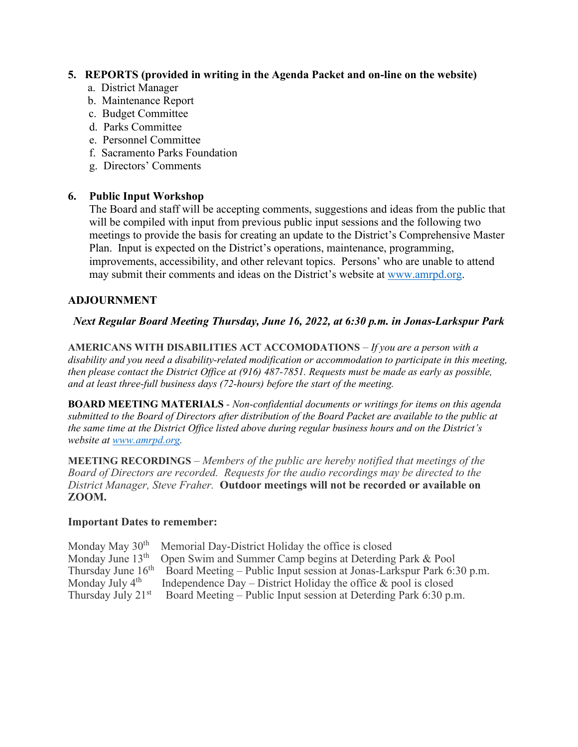**5. REPORTS (provided in writing in the Agenda Packet and on-line on the website)**

a. District Manager
b. Maintenance Report
c. Budget Committee
d. Parks Committee
e. Personnel Committee
f. Sacramento Parks Foundation
g. Directors' Comments

**6. Public Input Workshop**

The Board and staff will be accepting comments, suggestions and ideas from the public that will be compiled with input from previous public input sessions and the following two meetings to provide the basis for creating an update to the District's Comprehensive Master Plan. Input is expected on the District's operations, maintenance, programming, improvements, accessibility, and other relevant topics. Persons' who are unable to attend may submit their comments and ideas on the District's website at [www.amrpd.org](http://www.amrpd.org).

**ADJOURNMENT**

***Next Regular Board Meeting Thursday, June 16, 2022, at 6:30 p.m. in Jonas-Larkspur Park***

**AMERICANS WITH DISABILITIES ACT ACCOMODATIONS** – *If you are a person with a disability and you need a disability-related modification or accommodation to participate in this meeting, then please contact the District Office at (916) 487-7851. Requests must be made as early as possible, and at least three-full business days (72-hours) before the start of the meeting.*

**BOARD MEETING MATERIALS** - *Non-confidential documents or writings for items on this agenda submitted to the Board of Directors after distribution of the Board Packet are available to the public at the same time at the District Office listed above during regular business hours and on the District's website at [www.amrpd.org](http://www.amrpd.org).*

**MEETING RECORDINGS** – *Members of the public are hereby notified that meetings of the Board of Directors are recorded. Requests for the audio recordings may be directed to the District Manager, Steve Fraher.* **Outdoor meetings will not be recorded or available on ZOOM.**

**Important Dates to remember:**

| | |
|---|---|
| Monday May 30th | Memorial Day-District Holiday the office is closed |
| Monday June 13th | Open Swim and Summer Camp begins at Deterding Park & Pool |
| Thursday June 16th | Board Meeting – Public Input session at Jonas-Larkspur Park 6:30 p.m. |
| Monday July 4th | Independence Day – District Holiday the office & pool is closed |
| Thursday July 21st | Board Meeting – Public Input session at Deterding Park 6:30 p.m. |